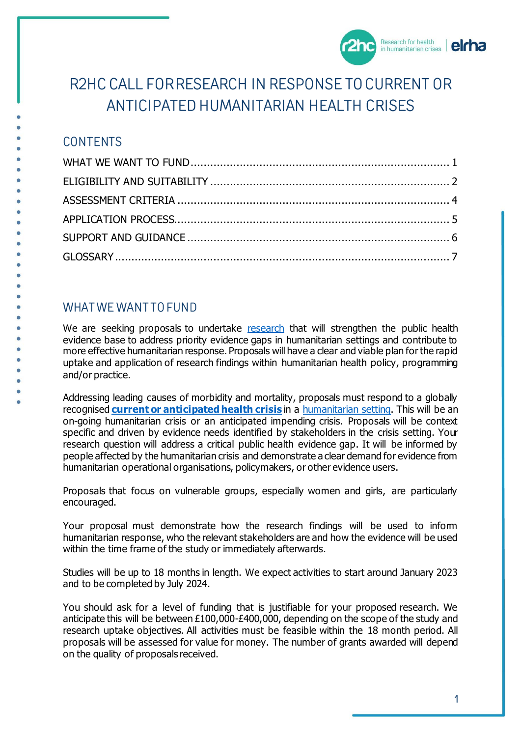# R2HC CALL FOR RESEARCH IN RESPONSE TO CURRENT OR ANTICIPATED HUMANITARIAN HEALTH CRISES

## CONTENTS

WHAT WE WANT TO FUND .............................................................................. 1
ELIGIBILITY AND SUITABILITY ....................................................................... 2
ASSESSMENT CRITERIA .................................................................................. 4
APPLICATION PROCESS .................................................................................. 5
SUPPORT AND GUIDANCE ............................................................................... 6
GLOSSARY ...................................................................................................... 7

## WHAT WE WANT TO FUND

We are seeking proposals to undertake research that will strengthen the public health evidence base to address priority evidence gaps in humanitarian settings and contribute to more effective humanitarian response. Proposals will have a clear and viable plan for the rapid uptake and application of research findings within humanitarian health policy, programming and/or practice.

Addressing leading causes of morbidity and mortality, proposals must respond to a globally recognised **current or anticipated health crisis** in a humanitarian setting. This will be an on-going humanitarian crisis or an anticipated impending crisis. Proposals will be context specific and driven by evidence needs identified by stakeholders in the crisis setting. Your research question will address a critical public health evidence gap. It will be informed by people affected by the humanitarian crisis and demonstrate a clear demand for evidence from humanitarian operational organisations, policymakers, or other evidence users.

Proposals that focus on vulnerable groups, especially women and girls, are particularly encouraged.

Your proposal must demonstrate how the research findings will be used to inform humanitarian response, who the relevant stakeholders are and how the evidence will be used within the time frame of the study or immediately afterwards.

Studies will be up to 18 months in length. We expect activities to start around January 2023 and to be completed by July 2024.

You should ask for a level of funding that is justifiable for your proposed research. We anticipate this will be between £100,000-£400,000, depending on the scope of the study and research uptake objectives. All activities must be feasible within the 18 month period. All proposals will be assessed for value for money. The number of grants awarded will depend on the quality of proposals received.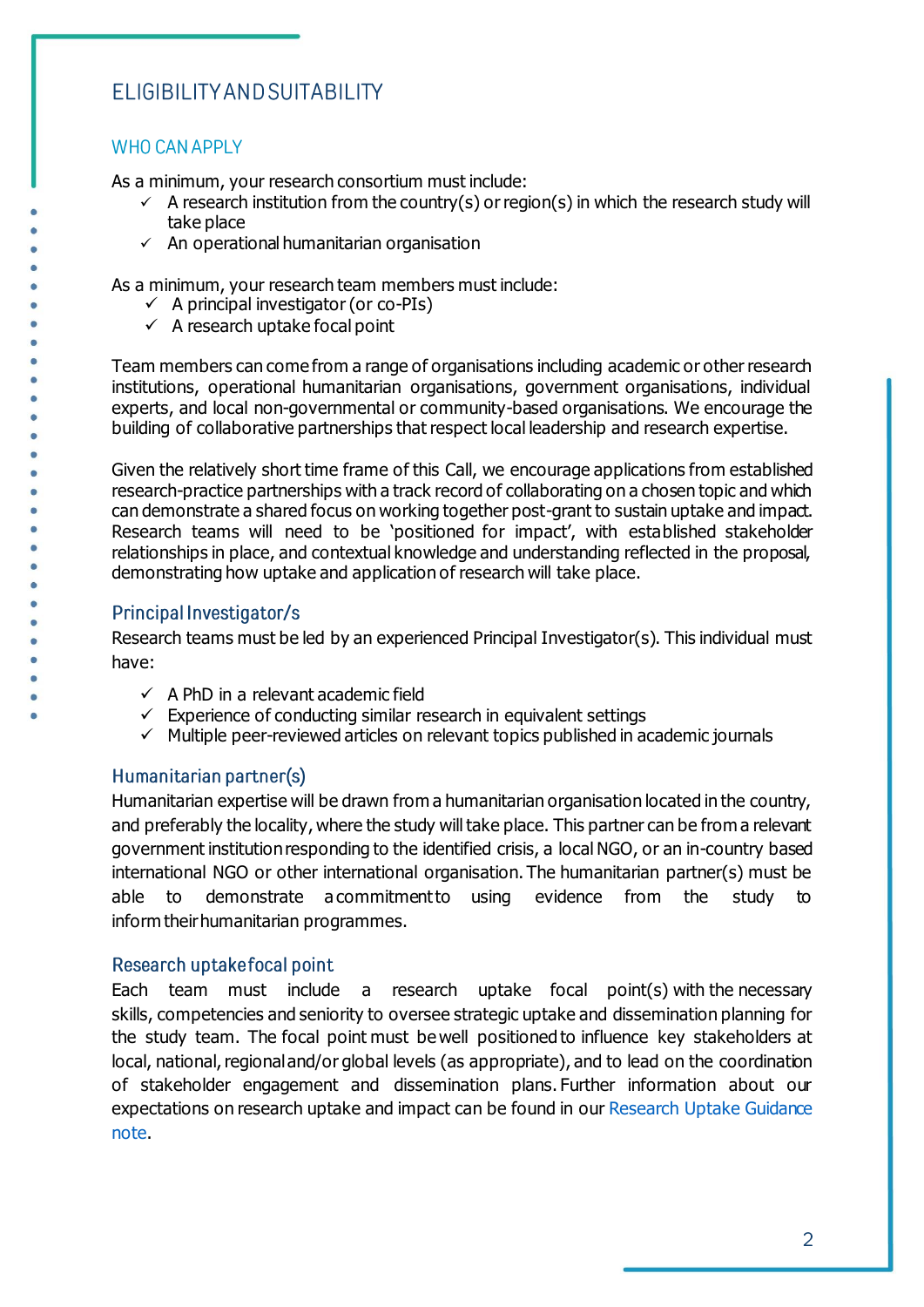## ELIGIBILITY AND SUITABILITY

### WHO CAN APPLY

As a minimum, your research consortium must include:

- ✓ A research institution from the country(s) or region(s) in which the research study will take place
- ✓ An operational humanitarian organisation

As a minimum, your research team members must include:

- ✓ A principal investigator (or co-PIs)
- ✓ A research uptake focal point

Team members can come from a range of organisations including academic or other research institutions, operational humanitarian organisations, government organisations, individual experts, and local non-governmental or community-based organisations. We encourage the building of collaborative partnerships that respect local leadership and research expertise.

Given the relatively short time frame of this Call, we encourage applications from established research-practice partnerships with a track record of collaborating on a chosen topic and which can demonstrate a shared focus on working together post-grant to sustain uptake and impact. Research teams will need to be 'positioned for impact', with established stakeholder relationships in place, and contextual knowledge and understanding reflected in the proposal, demonstrating how uptake and application of research will take place.

### Principal Investigator/s

Research teams must be led by an experienced Principal Investigator(s). This individual must have:

- ✓ A PhD in a relevant academic field
- ✓ Experience of conducting similar research in equivalent settings
- ✓ Multiple peer-reviewed articles on relevant topics published in academic journals

### Humanitarian partner(s)

Humanitarian expertise will be drawn from a humanitarian organisation located in the country, and preferably the locality, where the study will take place. This partner can be from a relevant government institution responding to the identified crisis, a local NGO, or an in-country based international NGO or other international organisation. The humanitarian partner(s) must be able to demonstrate a commitment to using evidence from the study to inform their humanitarian programmes.

### Research uptake focal point

Each team must include a research uptake focal point(s) with the necessary skills, competencies and seniority to oversee strategic uptake and dissemination planning for the study team. The focal point must be well positioned to influence key stakeholders at local, national, regional and/or global levels (as appropriate), and to lead on the coordination of stakeholder engagement and dissemination plans. Further information about our expectations on research uptake and impact can be found in our Research Uptake Guidance note.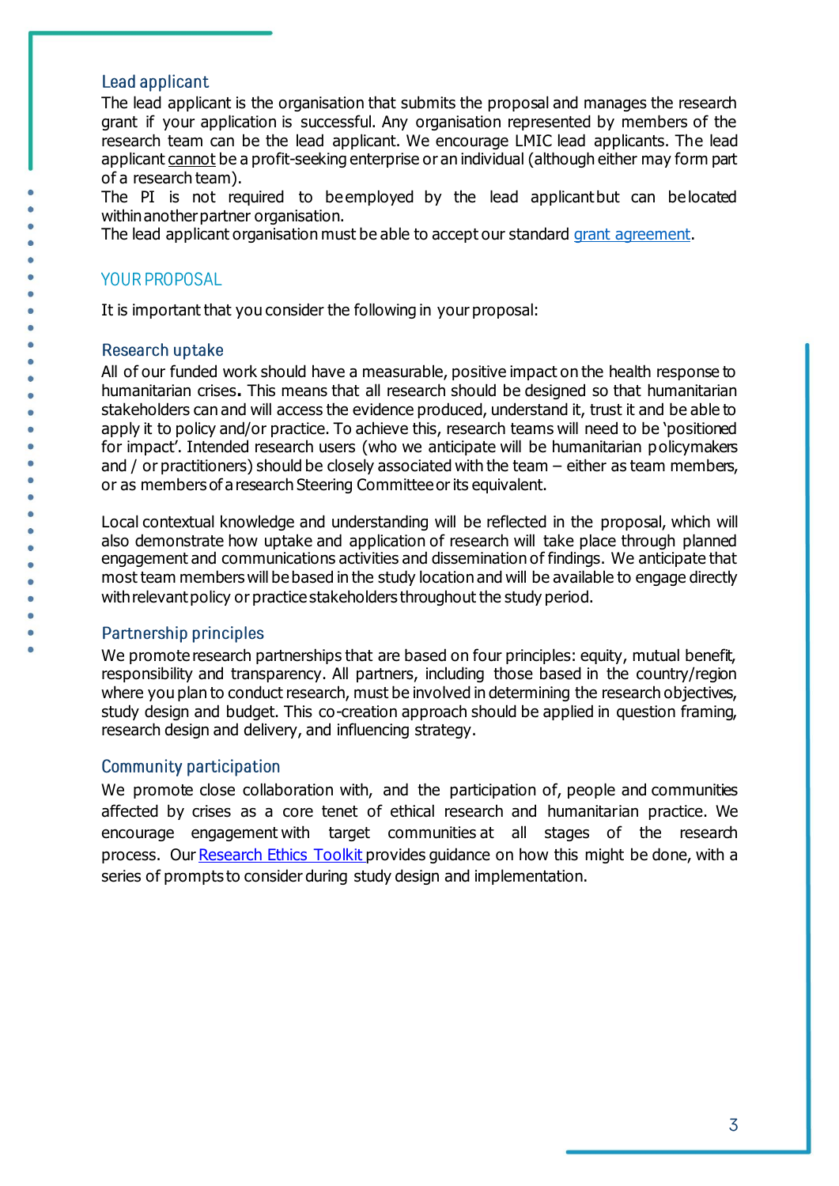### Lead applicant

The lead applicant is the organisation that submits the proposal and manages the research grant if your application is successful. Any organisation represented by members of the research team can be the lead applicant. We encourage LMIC lead applicants. The lead applicant cannot be a profit-seeking enterprise or an individual (although either may form part of a research team).

The PI is not required to be employed by the lead applicant but can be located within another partner organisation.

The lead applicant organisation must be able to accept our standard grant agreement.

## YOUR PROPOSAL

It is important that you consider the following in your proposal:

### Research uptake

All of our funded work should have a measurable, positive impact on the health response to humanitarian crises**.** This means that all research should be designed so that humanitarian stakeholders can and will access the evidence produced, understand it, trust it and be able to apply it to policy and/or practice. To achieve this, research teams will need to be 'positioned for impact'. Intended research users (who we anticipate will be humanitarian policymakers and / or practitioners) should be closely associated with the team – either as team members, or as members of a research Steering Committee or its equivalent.

Local contextual knowledge and understanding will be reflected in the proposal, which will also demonstrate how uptake and application of research will take place through planned engagement and communications activities and dissemination of findings. We anticipate that most team members will be based in the study location and will be available to engage directly with relevant policy or practice stakeholders throughout the study period.

### Partnership principles

We promote research partnerships that are based on four principles: equity, mutual benefit, responsibility and transparency. All partners, including those based in the country/region where you plan to conduct research, must be involved in determining the research objectives, study design and budget. This co-creation approach should be applied in question framing, research design and delivery, and influencing strategy.

### Community participation

We promote close collaboration with, and the participation of, people and communities affected by crises as a core tenet of ethical research and humanitarian practice. We encourage engagement with target communities at all stages of the research process. Our Research Ethics Toolkit provides guidance on how this might be done, with a series of prompts to consider during study design and implementation.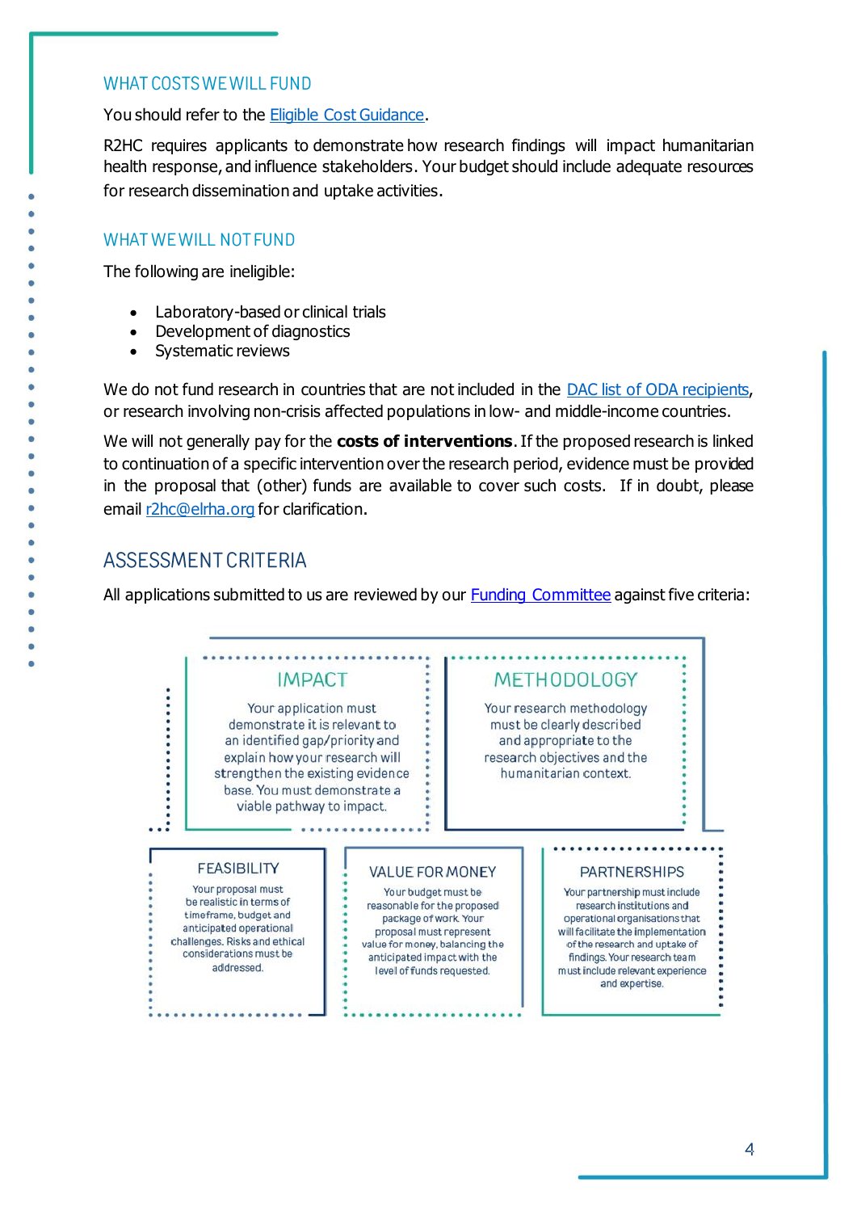## WHAT COSTS WE WILL FUND

You should refer to the Eligible Cost Guidance.

R2HC requires applicants to demonstrate how research findings will impact humanitarian health response, and influence stakeholders. Your budget should include adequate resources for research dissemination and uptake activities.

## WHAT WE WILL NOT FUND

The following are ineligible:

- Laboratory-based or clinical trials
- Development of diagnostics
- Systematic reviews

We do not fund research in countries that are not included in the DAC list of ODA recipients, or research involving non-crisis affected populations in low- and middle-income countries.

We will not generally pay for the **costs of interventions**. If the proposed research is linked to continuation of a specific intervention over the research period, evidence must be provided in the proposal that (other) funds are available to cover such costs. If in doubt, please email r2hc@elrha.org for clarification.

## ASSESSMENT CRITERIA

All applications submitted to us are reviewed by our Funding Committee against five criteria:

### IMPACT

Your application must demonstrate it is relevant to an identified gap/priority and explain how your research will strengthen the existing evidence base. You must demonstrate a viable pathway to impact.

### METHODOLOGY

Your research methodology must be clearly described and appropriate to the research objectives and the humanitarian context.

### FEASIBILITY

Your proposal must be realistic in terms of timeframe, budget and anticipated operational challenges. Risks and ethical considerations must be addressed.

### VALUE FOR MONEY

Your budget must be reasonable for the proposed package of work. Your proposal must represent value for money, balancing the anticipated impact with the level of funds requested.

### PARTNERSHIPS

Your partnership must include research institutions and operational organisations that will facilitate the implementation of the research and uptake of findings. Your research team must include relevant experience and expertise.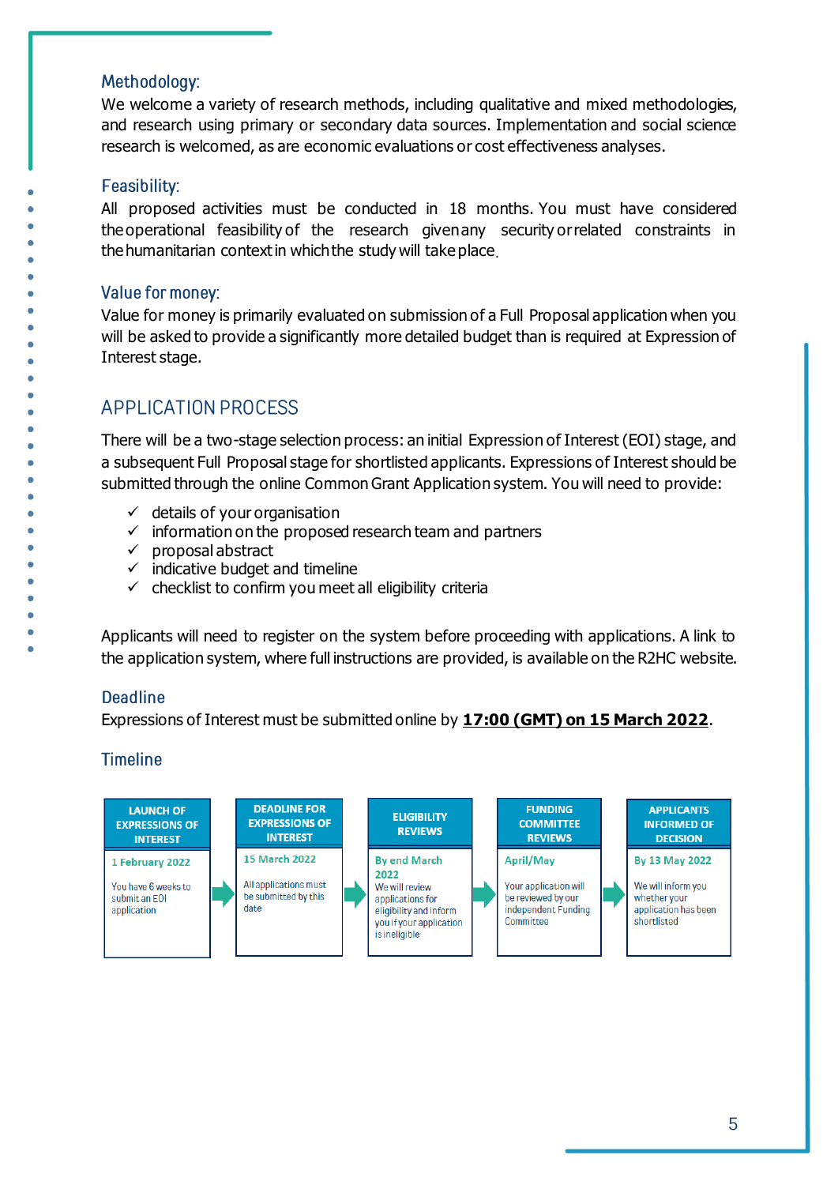### Methodology:

We welcome a variety of research methods, including qualitative and mixed methodologies, and research using primary or secondary data sources. Implementation and social science research is welcomed, as are economic evaluations or cost effectiveness analyses.

### Feasibility:

All proposed activities must be conducted in 18 months. You must have considered the operational feasibility of the research given any security or related constraints in the humanitarian context in which the study will take place.

### Value for money:

Value for money is primarily evaluated on submission of a Full Proposal application when you will be asked to provide a significantly more detailed budget than is required at Expression of Interest stage.

## APPLICATION PROCESS

There will be a two-stage selection process: an initial Expression of Interest (EOI) stage, and a subsequent Full Proposal stage for shortlisted applicants. Expressions of Interest should be submitted through the online Common Grant Application system. You will need to provide:

- ✓ details of your organisation
- ✓ information on the proposed research team and partners
- ✓ proposal abstract
- ✓ indicative budget and timeline
- ✓ checklist to confirm you meet all eligibility criteria

Applicants will need to register on the system before proceeding with applications. A link to the application system, where full instructions are provided, is available on the R2HC website.

### Deadline

Expressions of Interest must be submitted online by **17:00 (GMT) on 15 March 2022**.

### Timeline

| LAUNCH OF EXPRESSIONS OF INTEREST | DEADLINE FOR EXPRESSIONS OF INTEREST | ELIGIBILITY REVIEWS | FUNDING COMMITTEE REVIEWS | APPLICANTS INFORMED OF DECISION |
|---|---|---|---|---|
| **1 February 2022**<br>You have 6 weeks to submit an EOI application | **15 March 2022**<br>All applications must be submitted by this date | **By end March 2022**<br>We will review applications for eligibility and inform you if your application is ineligible | **April/May**<br>Your application will be reviewed by our independent Funding Committee | **By 13 May 2022**<br>We will inform you whether your application has been shortlisted |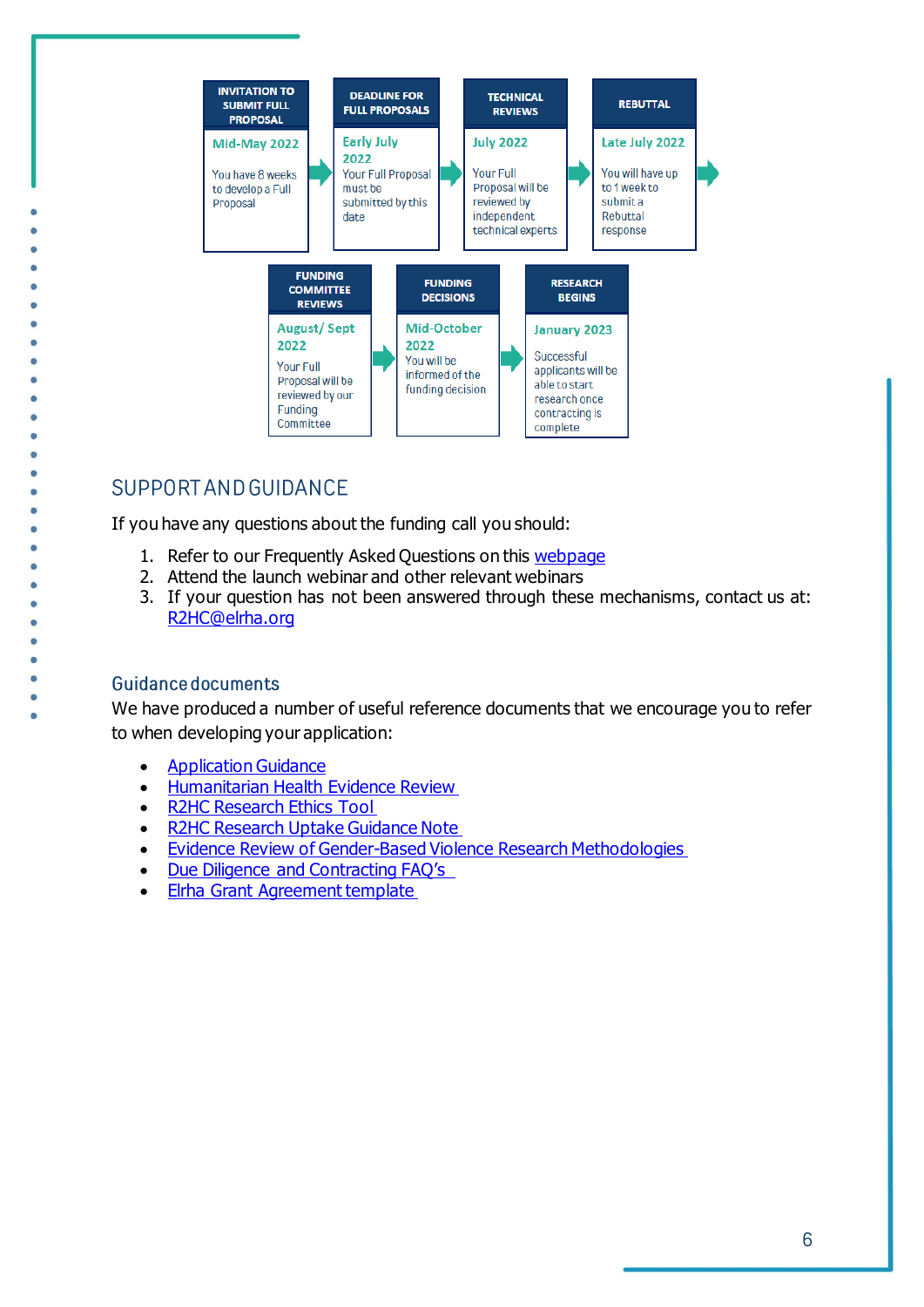| INVITATION TO SUBMIT FULL PROPOSAL | DEADLINE FOR FULL PROPOSALS | TECHNICAL REVIEWS | REBUTTAL |
|---|---|---|---|
| **Mid-May 2022** You have 8 weeks to develop a Full Proposal | **Early July 2022** Your Full Proposal must be submitted by this date | **July 2022** Your Full Proposal will be reviewed by independent technical experts | **Late July 2022** You will have up to 1 week to submit a Rebuttal response |

| FUNDING COMMITTEE REVIEWS | FUNDING DECISIONS | RESEARCH BEGINS |
|---|---|---|
| **August/ Sept 2022** Your Full Proposal will be reviewed by our Funding Committee | **Mid-October 2022** You will be informed of the funding decision | **January 2023** Successful applicants will be able to start research once contracting is complete |

## SUPPORT AND GUIDANCE

If you have any questions about the funding call you should:

1. Refer to our Frequently Asked Questions on this [webpage]
2. Attend the launch webinar and other relevant webinars
3. If your question has not been answered through these mechanisms, contact us at: R2HC@elrha.org

### Guidance documents

We have produced a number of useful reference documents that we encourage you to refer to when developing your application:

- Application Guidance
- Humanitarian Health Evidence Review
- R2HC Research Ethics Tool
- R2HC Research Uptake Guidance Note
- Evidence Review of Gender-Based Violence Research Methodologies
- Due Diligence and Contracting FAQ's
- Elrha Grant Agreement template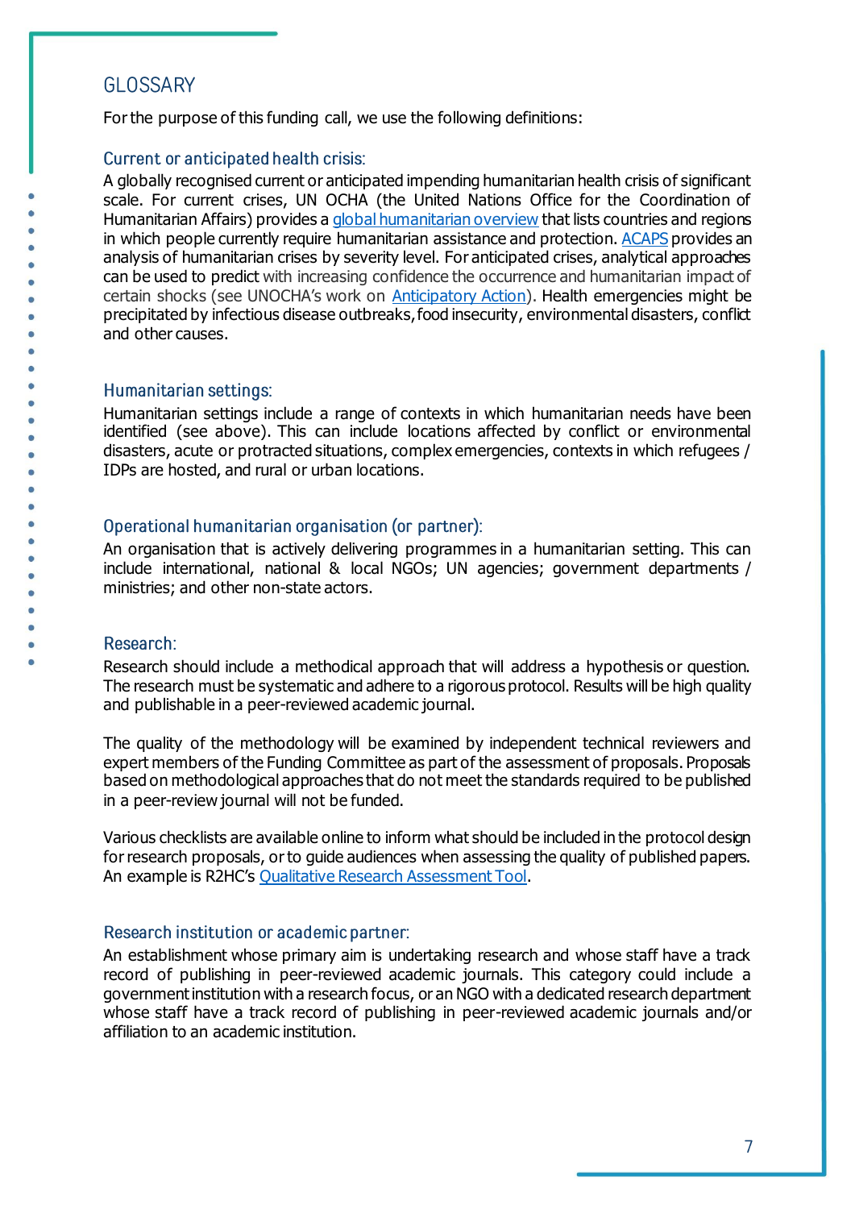## GLOSSARY

For the purpose of this funding call, we use the following definitions:

### Current or anticipated health crisis:

A globally recognised current or anticipated impending humanitarian health crisis of significant scale. For current crises, UN OCHA (the United Nations Office for the Coordination of Humanitarian Affairs) provides a global humanitarian overview that lists countries and regions in which people currently require humanitarian assistance and protection. ACAPS provides an analysis of humanitarian crises by severity level. For anticipated crises, analytical approaches can be used to predict with increasing confidence the occurrence and humanitarian impact of certain shocks (see UNOCHA's work on Anticipatory Action). Health emergencies might be precipitated by infectious disease outbreaks, food insecurity, environmental disasters, conflict and other causes.

### Humanitarian settings:

Humanitarian settings include a range of contexts in which humanitarian needs have been identified (see above). This can include locations affected by conflict or environmental disasters, acute or protracted situations, complex emergencies, contexts in which refugees / IDPs are hosted, and rural or urban locations.

### Operational humanitarian organisation (or partner):

An organisation that is actively delivering programmes in a humanitarian setting. This can include international, national & local NGOs; UN agencies; government departments / ministries; and other non-state actors.

### Research:

Research should include a methodical approach that will address a hypothesis or question. The research must be systematic and adhere to a rigorous protocol. Results will be high quality and publishable in a peer-reviewed academic journal.

The quality of the methodology will be examined by independent technical reviewers and expert members of the Funding Committee as part of the assessment of proposals. Proposals based on methodological approaches that do not meet the standards required to be published in a peer-review journal will not be funded.

Various checklists are available online to inform what should be included in the protocol design for research proposals, or to guide audiences when assessing the quality of published papers. An example is R2HC's Qualitative Research Assessment Tool.

### Research institution or academic partner:

An establishment whose primary aim is undertaking research and whose staff have a track record of publishing in peer-reviewed academic journals. This category could include a government institution with a research focus, or an NGO with a dedicated research department whose staff have a track record of publishing in peer-reviewed academic journals and/or affiliation to an academic institution.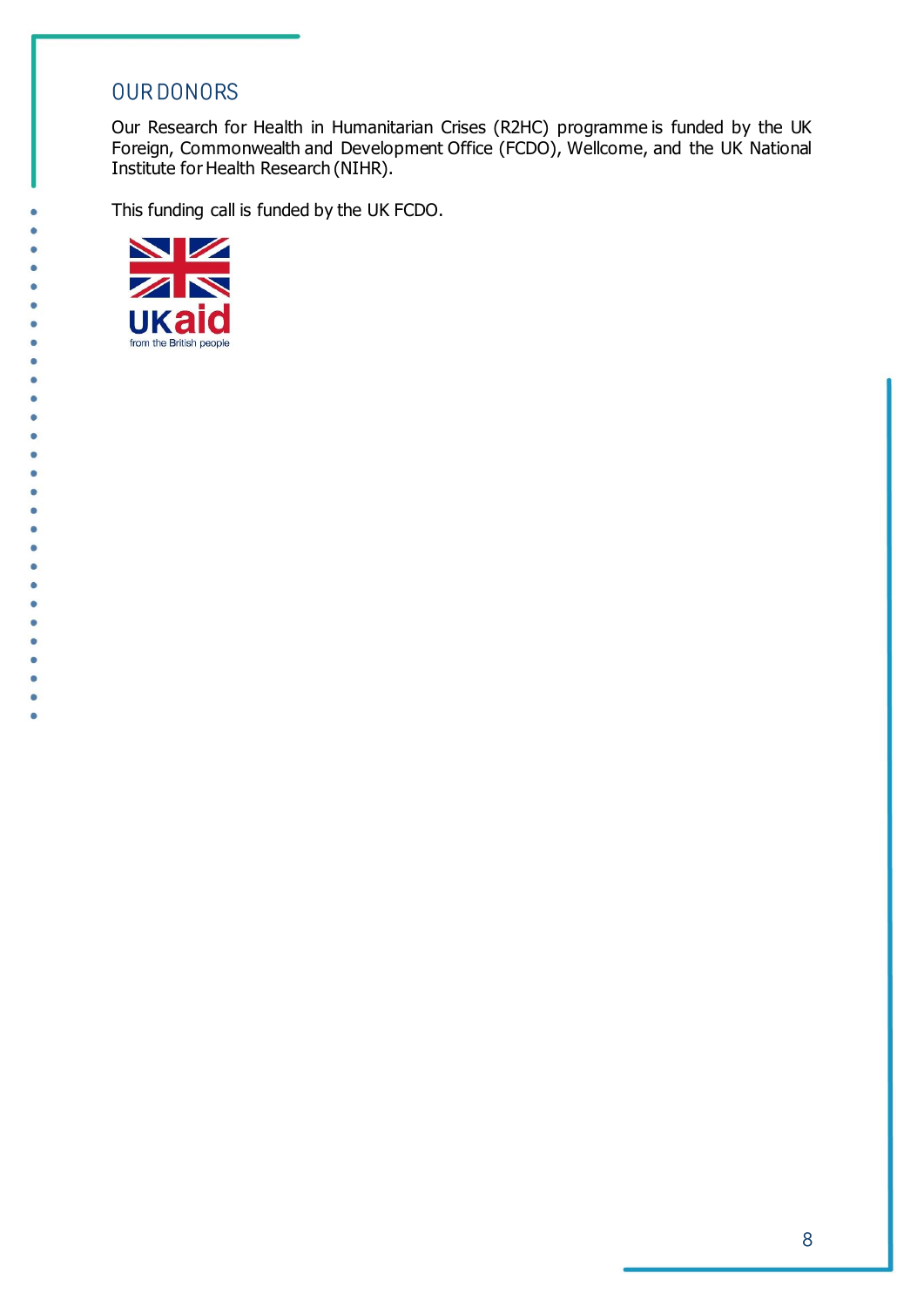## OUR DONORS

Our Research for Health in Humanitarian Crises (R2HC) programme is funded by the UK Foreign, Commonwealth and Development Office (FCDO), Wellcome, and the UK National Institute for Health Research (NIHR).

This funding call is funded by the UK FCDO.